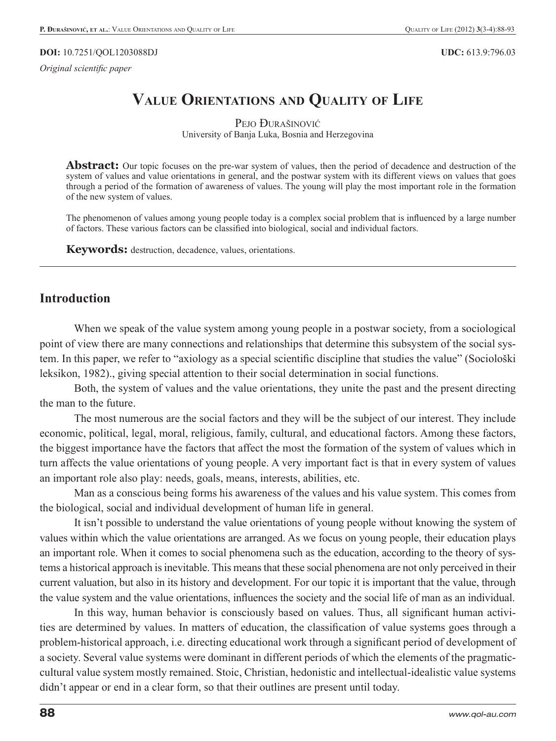**DOI:** 10.7251/QOL1203088DJ **UDC:** 613.9:796.03

*Original scientific paper*

# Value Orientations and Quality of Life

Pejo Đurašinović

University of Banja Luka, Bosnia and Herzegovina

**Abstract:** Our topic focuses on the pre-war system of values, then the period of decadence and destruction of the system of values and value orientations in general, and the postwar system with its different views on values that goes through a period of the formation of awareness of values. The young will play the most important role in the formation of the new system of values.

The phenomenon of values among young people today is a complex social problem that is influenced by a large number of factors. These various factors can be classified into biological, social and individual factors.

**Keywords:** destruction, decadence, values, orientations.

## Introduction

When we speak of the value system among young people in a postwar society, from a sociological point of view there are many connections and relationships that determine this subsystem of the social system. In this paper, we refer to "axiology as a special scientific discipline that studies the value" (Sociološki leksikon, 1982)., giving special attention to their social determination in social functions.

Both, the system of values and the value orientations, they unite the past and the present directing the man to the future.

The most numerous are the social factors and they will be the subject of our interest. They include economic, political, legal, moral, religious, family, cultural, and educational factors. Among these factors, the biggest importance have the factors that affect the most the formation of the system of values which in turn affects the value orientations of young people. A very important fact is that in every system of values an important role also play: needs, goals, means, interests, abilities, etc.

Man as a conscious being forms his awareness of the values and his value system. This comes from the biological, social and individual development of human life in general.

It isn't possible to understand the value orientations of young people without knowing the system of values within which the value orientations are arranged. As we focus on young people, their education plays an important role. When it comes to social phenomena such as the education, according to the theory of systems a historical approach is inevitable. This means that these social phenomena are not only perceived in their current valuation, but also in its history and development. For our topic it is important that the value, through the value system and the value orientations, influences the society and the social life of man as an individual.

In this way, human behavior is consciously based on values. Thus, all significant human activities are determined by values. In matters of education, the classification of value systems goes through a problem-historical approach, i.e. directing educational work through a significant period of development of a society. Several value systems were dominant in different periods of which the elements of the pragmatic-cultural value system mostly remained. Stoic, Christian, hedonistic and intellectual-idealistic value systems didn't appear or end in a clear form, so that their outlines are present until today.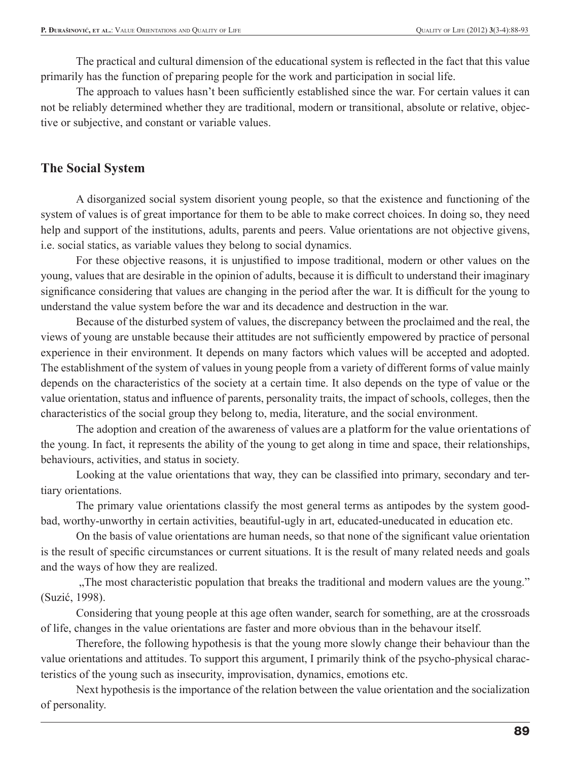The practical and cultural dimension of the educational system is reflected in the fact that this value primarily has the function of preparing people for the work and participation in social life.

The approach to values hasn't been sufficiently established since the war. For certain values it can not be reliably determined whether they are traditional, modern or transitional, absolute or relative, objective or subjective, and constant or variable values.

## The Social System

A disorganized social system disorient young people, so that the existence and functioning of the system of values is of great importance for them to be able to make correct choices. In doing so, they need help and support of the institutions, adults, parents and peers. Value orientations are not objective givens, i.e. social statics, as variable values they belong to social dynamics.

For these objective reasons, it is unjustified to impose traditional, modern or other values on the young, values that are desirable in the opinion of adults, because it is difficult to understand their imaginary significance considering that values are changing in the period after the war. It is difficult for the young to understand the value system before the war and its decadence and destruction in the war.

Because of the disturbed system of values, the discrepancy between the proclaimed and the real, the views of young are unstable because their attitudes are not sufficiently empowered by practice of personal experience in their environment. It depends on many factors which values will be accepted and adopted. The establishment of the system of values in young people from a variety of different forms of value mainly depends on the characteristics of the society at a certain time. It also depends on the type of value or the value orientation, status and influence of parents, personality traits, the impact of schools, colleges, then the characteristics of the social group they belong to, media, literature, and the social environment.

The adoption and creation of the awareness of values are a platform for the value orientations of the young. In fact, it represents the ability of the young to get along in time and space, their relationships, behaviours, activities, and status in society.

Looking at the value orientations that way, they can be classified into primary, secondary and tertiary orientations.

The primary value orientations classify the most general terms as antipodes by the system good-bad, worthy-unworthy in certain activities, beautiful-ugly in art, educated-uneducated in education etc.

On the basis of value orientations are human needs, so that none of the significant value orientation is the result of specific circumstances or current situations. It is the result of many related needs and goals and the ways of how they are realized.

„The most characteristic population that breaks the traditional and modern values are the young." (Suzić, 1998).

Considering that young people at this age often wander, search for something, are at the crossroads of life, changes in the value orientations are faster and more obvious than in the behavour itself.

Therefore, the following hypothesis is that the young more slowly change their behaviour than the value orientations and attitudes. To support this argument, I primarily think of the psycho-physical characteristics of the young such as insecurity, improvisation, dynamics, emotions etc.

Next hypothesis is the importance of the relation between the value orientation and the socialization of personality.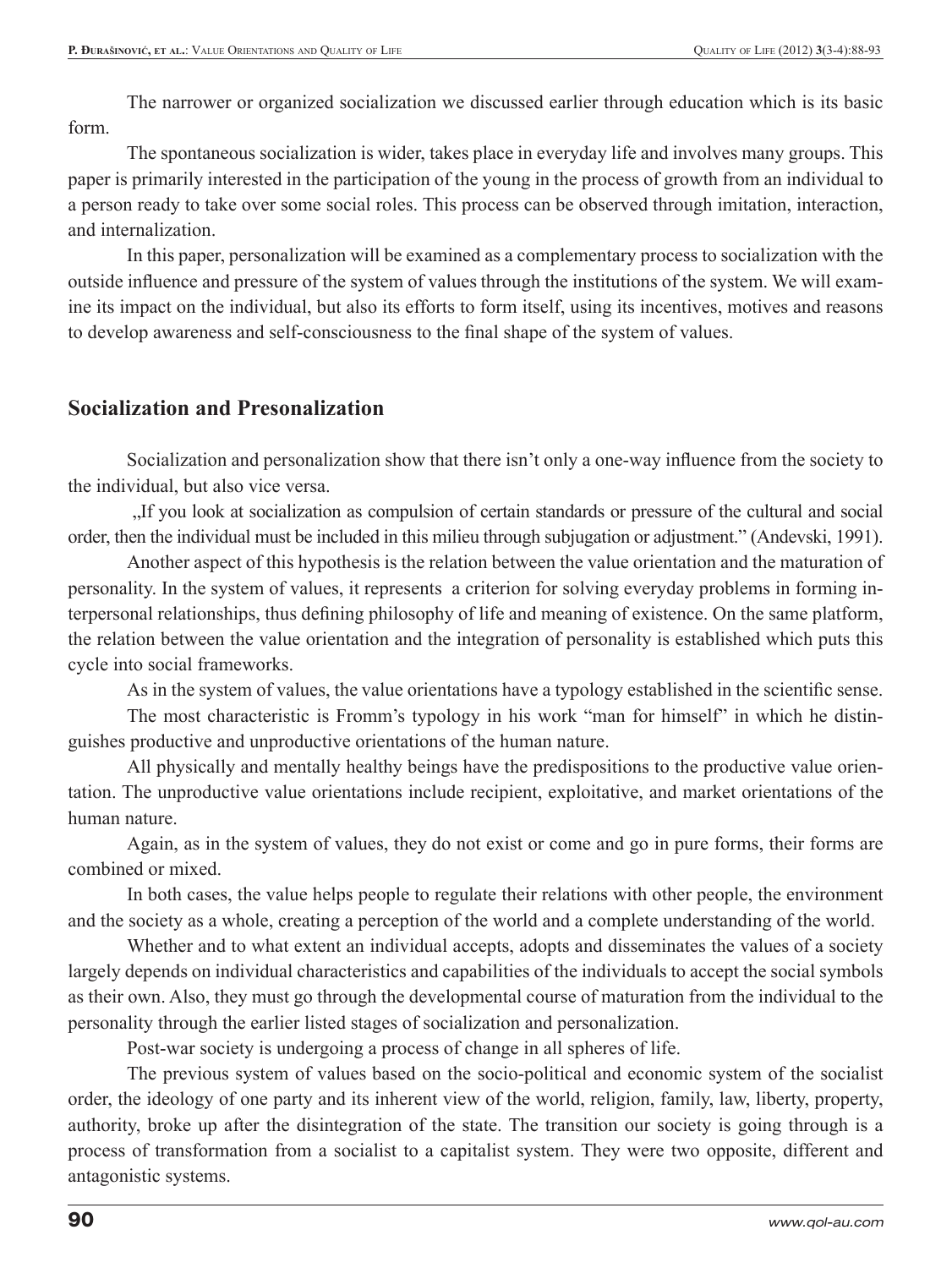The narrower or organized socialization we discussed earlier through education which is its basic form.

The spontaneous socialization is wider, takes place in everyday life and involves many groups. This paper is primarily interested in the participation of the young in the process of growth from an individual to a person ready to take over some social roles. This process can be observed through imitation, interaction, and internalization.

In this paper, personalization will be examined as a complementary process to socialization with the outside influence and pressure of the system of values through the institutions of the system. We will examine its impact on the individual, but also its efforts to form itself, using its incentives, motives and reasons to develop awareness and self-consciousness to the final shape of the system of values.

## Socialization and Presonalization

Socialization and personalization show that there isn't only a one-way influence from the society to the individual, but also vice versa.

„If you look at socialization as compulsion of certain standards or pressure of the cultural and social order, then the individual must be included in this milieu through subjugation or adjustment." (Andevski, 1991).

Another aspect of this hypothesis is the relation between the value orientation and the maturation of personality. In the system of values, it represents a criterion for solving everyday problems in forming interpersonal relationships, thus defining philosophy of life and meaning of existence. On the same platform, the relation between the value orientation and the integration of personality is established which puts this cycle into social frameworks.

As in the system of values, the value orientations have a typology established in the scientific sense.

The most characteristic is Fromm's typology in his work "man for himself" in which he distinguishes productive and unproductive orientations of the human nature.

All physically and mentally healthy beings have the predispositions to the productive value orientation. The unproductive value orientations include recipient, exploitative, and market orientations of the human nature.

Again, as in the system of values, they do not exist or come and go in pure forms, their forms are combined or mixed.

In both cases, the value helps people to regulate their relations with other people, the environment and the society as a whole, creating a perception of the world and a complete understanding of the world.

Whether and to what extent an individual accepts, adopts and disseminates the values of a society largely depends on individual characteristics and capabilities of the individuals to accept the social symbols as their own. Also, they must go through the developmental course of maturation from the individual to the personality through the earlier listed stages of socialization and personalization.

Post-war society is undergoing a process of change in all spheres of life.

The previous system of values based on the socio-political and economic system of the socialist order, the ideology of one party and its inherent view of the world, religion, family, law, liberty, property, authority, broke up after the disintegration of the state. The transition our society is going through is a process of transformation from a socialist to a capitalist system. They were two opposite, different and antagonistic systems.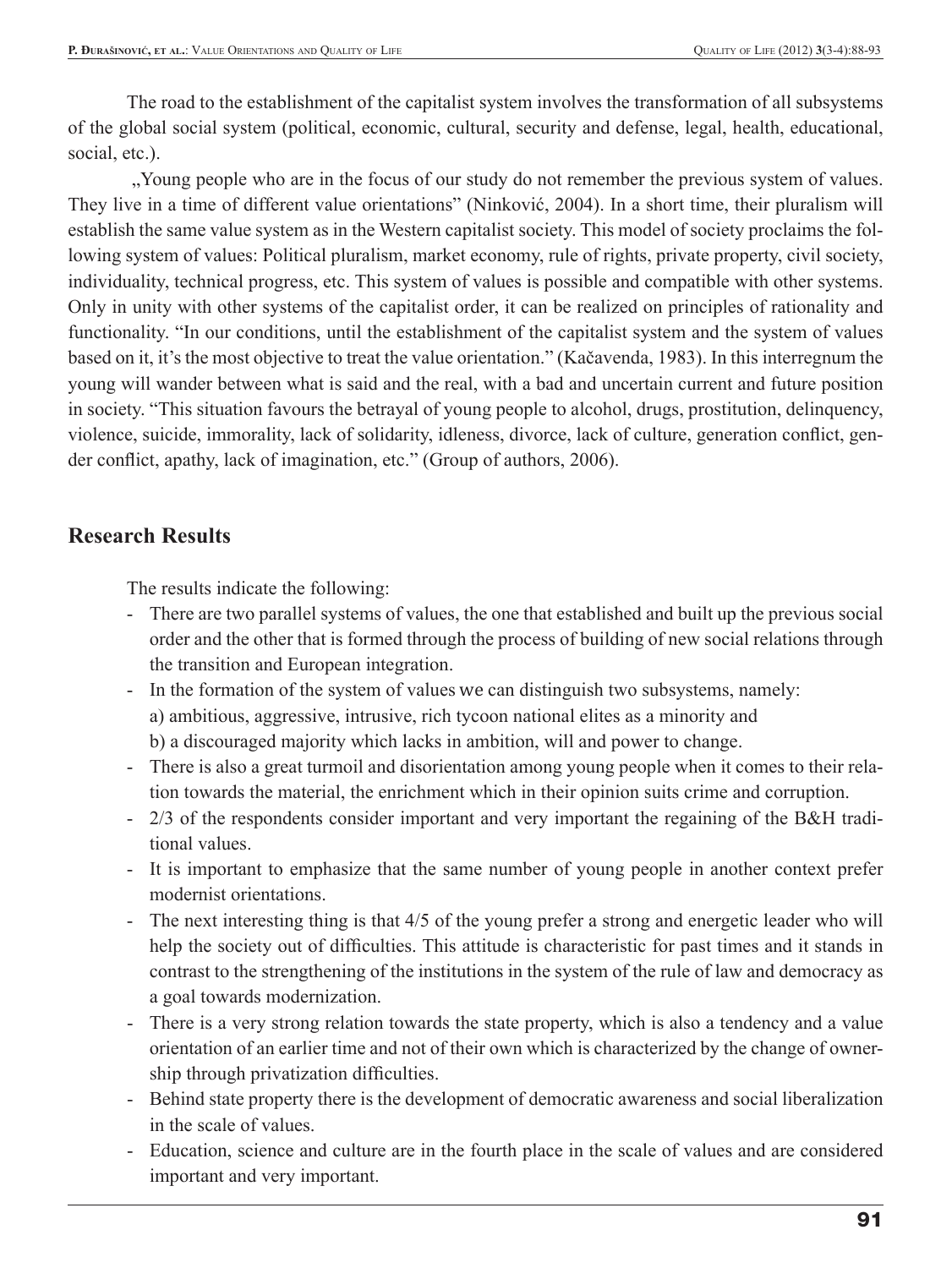The road to the establishment of the capitalist system involves the transformation of all subsystems of the global social system (political, economic, cultural, security and defense, legal, health, educational, social, etc.).

„Young people who are in the focus of our study do not remember the previous system of values. They live in a time of different value orientations" (Ninković, 2004). In a short time, their pluralism will establish the same value system as in the Western capitalist society. This model of society proclaims the following system of values: Political pluralism, market economy, rule of rights, private property, civil society, individuality, technical progress, etc. This system of values is possible and compatible with other systems. Only in unity with other systems of the capitalist order, it can be realized on principles of rationality and functionality. "In our conditions, until the establishment of the capitalist system and the system of values based on it, it's the most objective to treat the value orientation." (Kačavenda, 1983). In this interregnum the young will wander between what is said and the real, with a bad and uncertain current and future position in society. "This situation favours the betrayal of young people to alcohol, drugs, prostitution, delinquency, violence, suicide, immorality, lack of solidarity, idleness, divorce, lack of culture, generation conflict, gender conflict, apathy, lack of imagination, etc." (Group of authors, 2006).

## Research Results

The results indicate the following:

- There are two parallel systems of values, the one that established and built up the previous social order and the other that is formed through the process of building of new social relations through the transition and European integration.
- In the formation of the system of values we can distinguish two subsystems, namely:
  a) ambitious, aggressive, intrusive, rich tycoon national elites as a minority and
  b) a discouraged majority which lacks in ambition, will and power to change.
- There is also a great turmoil and disorientation among young people when it comes to their relation towards the material, the enrichment which in their opinion suits crime and corruption.
- 2/3 of the respondents consider important and very important the regaining of the B&H traditional values.
- It is important to emphasize that the same number of young people in another context prefer modernist orientations.
- The next interesting thing is that 4/5 of the young prefer a strong and energetic leader who will help the society out of difficulties. This attitude is characteristic for past times and it stands in contrast to the strengthening of the institutions in the system of the rule of law and democracy as a goal towards modernization.
- There is a very strong relation towards the state property, which is also a tendency and a value orientation of an earlier time and not of their own which is characterized by the change of ownership through privatization difficulties.
- Behind state property there is the development of democratic awareness and social liberalization in the scale of values.
- Education, science and culture are in the fourth place in the scale of values and are considered important and very important.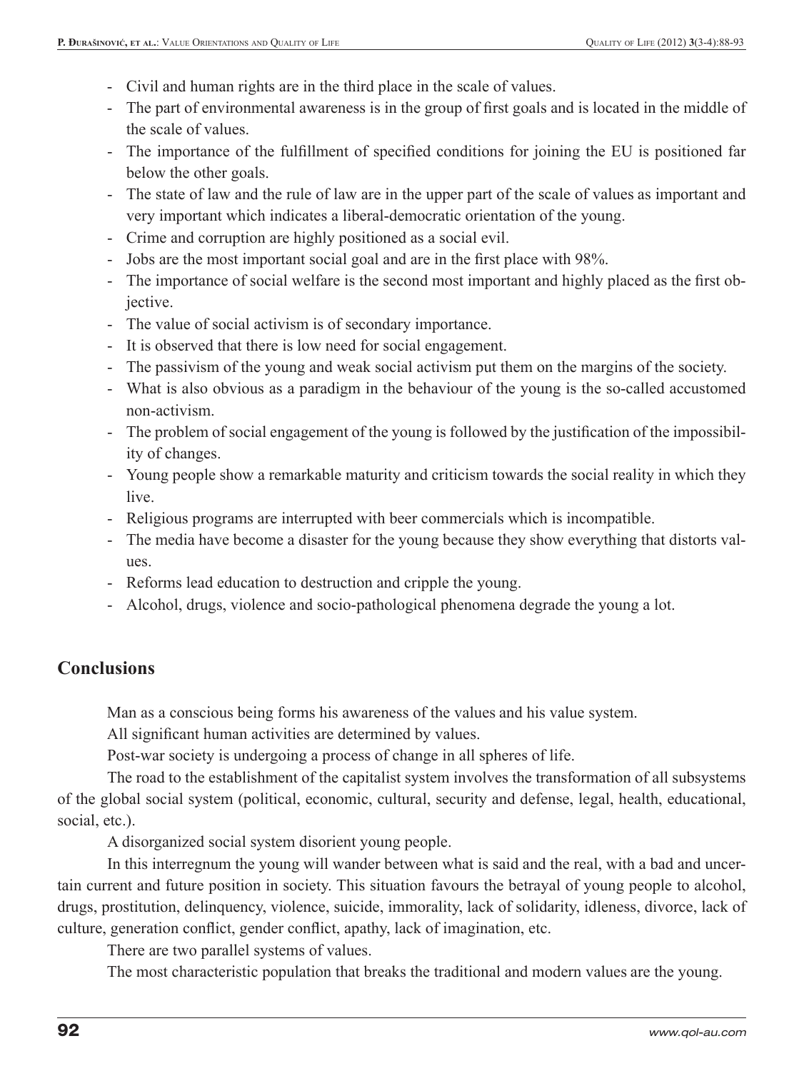- Civil and human rights are in the third place in the scale of values.
- The part of environmental awareness is in the group of first goals and is located in the middle of the scale of values.
- The importance of the fulfillment of specified conditions for joining the EU is positioned far below the other goals.
- The state of law and the rule of law are in the upper part of the scale of values as important and very important which indicates a liberal-democratic orientation of the young.
- Crime and corruption are highly positioned as a social evil.
- Jobs are the most important social goal and are in the first place with 98%.
- The importance of social welfare is the second most important and highly placed as the first objective.
- The value of social activism is of secondary importance.
- It is observed that there is low need for social engagement.
- The passivism of the young and weak social activism put them on the margins of the society.
- What is also obvious as a paradigm in the behaviour of the young is the so-called accustomed non-activism.
- The problem of social engagement of the young is followed by the justification of the impossibility of changes.
- Young people show a remarkable maturity and criticism towards the social reality in which they live.
- Religious programs are interrupted with beer commercials which is incompatible.
- The media have become a disaster for the young because they show everything that distorts values.
- Reforms lead education to destruction and cripple the young.
- Alcohol, drugs, violence and socio-pathological phenomena degrade the young a lot.

## Conclusions

Man as a conscious being forms his awareness of the values and his value system.

All significant human activities are determined by values.

Post-war society is undergoing a process of change in all spheres of life.

The road to the establishment of the capitalist system involves the transformation of all subsystems of the global social system (political, economic, cultural, security and defense, legal, health, educational, social, etc.).

A disorganized social system disorient young people.

In this interregnum the young will wander between what is said and the real, with a bad and uncertain current and future position in society. This situation favours the betrayal of young people to alcohol, drugs, prostitution, delinquency, violence, suicide, immorality, lack of solidarity, idleness, divorce, lack of culture, generation conflict, gender conflict, apathy, lack of imagination, etc.

There are two parallel systems of values.

The most characteristic population that breaks the traditional and modern values are the young.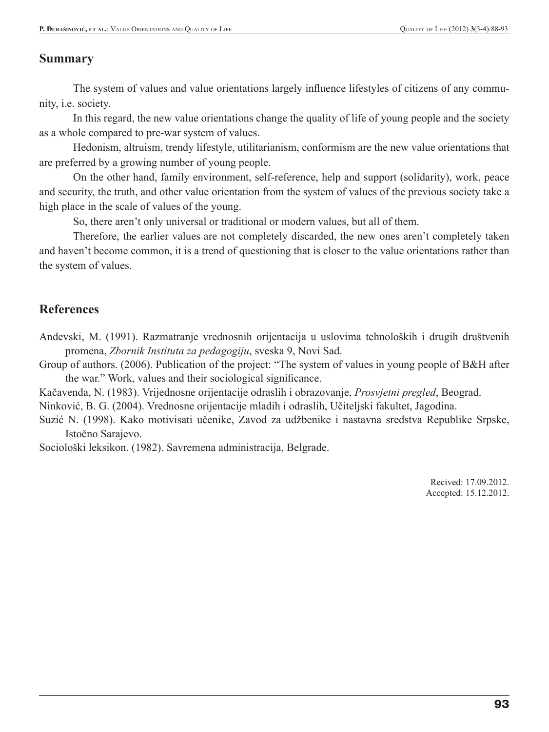## Summary

The system of values and value orientations largely influence lifestyles of citizens of any community, i.e. society.

In this regard, the new value orientations change the quality of life of young people and the society as a whole compared to pre-war system of values.

Hedonism, altruism, trendy lifestyle, utilitarianism, conformism are the new value orientations that are preferred by a growing number of young people.

On the other hand, family environment, self-reference, help and support (solidarity), work, peace and security, the truth, and other value orientation from the system of values of the previous society take a high place in the scale of values of the young.

So, there aren't only universal or traditional or modern values, but all of them.

Therefore, the earlier values are not completely discarded, the new ones aren't completely taken and haven't become common, it is a trend of questioning that is closer to the value orientations rather than the system of values.

## References

Andevski, M. (1991). Razmatranje vrednosnih orijentacija u uslovima tehnoloških i drugih društvenih promena, *Zbornik Instituta za pedagogiju*, sveska 9, Novi Sad.

Group of authors. (2006). Publication of the project: "The system of values in young people of B&H after the war." Work, values and their sociological significance.

Kačavenda, N. (1983). Vrijednosne orijentacije odraslih i obrazovanje, *Prosvjetni pregled*, Beograd.

Ninković, B. G. (2004). Vrednosne orijentacije mladih i odraslih, Učiteljski fakultet, Jagodina.

Suzić N. (1998). Kako motivisati učenike, Zavod za udžbenike i nastavna sredstva Republike Srpske, Istočno Sarajevo.

Sociološki leksikon. (1982). Savremena administracija, Belgrade.

Recived: 17.09.2012.
Accepted: 15.12.2012.